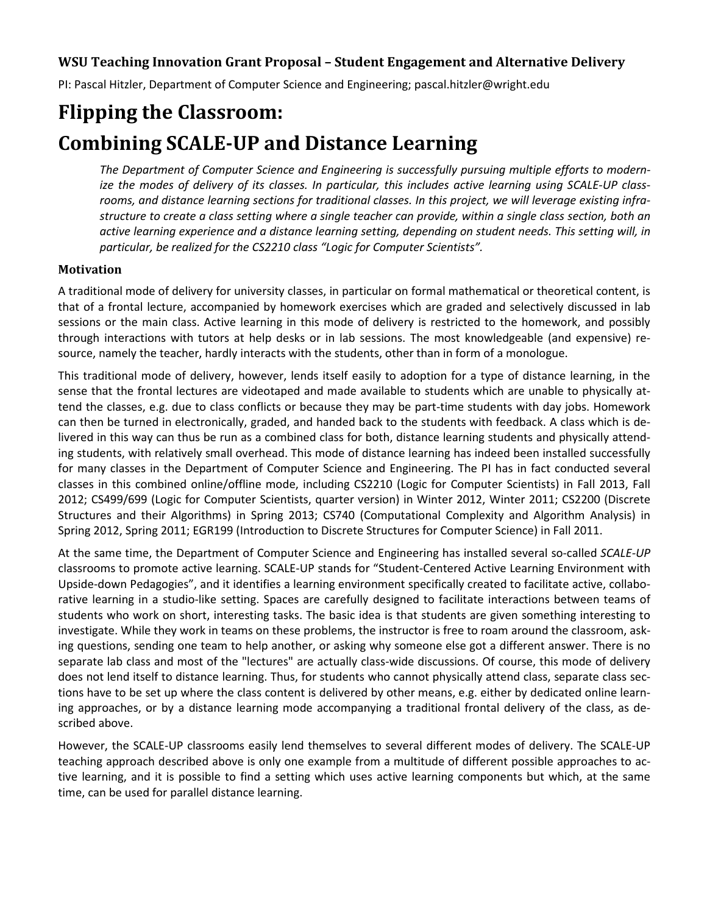**WSU Teaching Innovation Grant Proposal – Student Engagement and Alternative Delivery**

PI: Pascal Hitzler, Department of Computer Science and Engineering; pascal.hitzler@wright.edu

# Flipping the Classroom: Combining SCALE-UP and Distance Learning

*The Department of Computer Science and Engineering is successfully pursuing multiple efforts to modernize the modes of delivery of its classes. In particular, this includes active learning using SCALE-UP classrooms, and distance learning sections for traditional classes. In this project, we will leverage existing infrastructure to create a class setting where a single teacher can provide, within a single class section, both an active learning experience and a distance learning setting, depending on student needs. This setting will, in particular, be realized for the CS2210 class "Logic for Computer Scientists".*

## Motivation

A traditional mode of delivery for university classes, in particular on formal mathematical or theoretical content, is that of a frontal lecture, accompanied by homework exercises which are graded and selectively discussed in lab sessions or the main class. Active learning in this mode of delivery is restricted to the homework, and possibly through interactions with tutors at help desks or in lab sessions. The most knowledgeable (and expensive) resource, namely the teacher, hardly interacts with the students, other than in form of a monologue.

This traditional mode of delivery, however, lends itself easily to adoption for a type of distance learning, in the sense that the frontal lectures are videotaped and made available to students which are unable to physically attend the classes, e.g. due to class conflicts or because they may be part-time students with day jobs. Homework can then be turned in electronically, graded, and handed back to the students with feedback. A class which is delivered in this way can thus be run as a combined class for both, distance learning students and physically attending students, with relatively small overhead. This mode of distance learning has indeed been installed successfully for many classes in the Department of Computer Science and Engineering. The PI has in fact conducted several classes in this combined online/offline mode, including CS2210 (Logic for Computer Scientists) in Fall 2013, Fall 2012; CS499/699 (Logic for Computer Scientists, quarter version) in Winter 2012, Winter 2011; CS2200 (Discrete Structures and their Algorithms) in Spring 2013; CS740 (Computational Complexity and Algorithm Analysis) in Spring 2012, Spring 2011; EGR199 (Introduction to Discrete Structures for Computer Science) in Fall 2011.

At the same time, the Department of Computer Science and Engineering has installed several so-called *SCALE-UP* classrooms to promote active learning. SCALE-UP stands for "Student-Centered Active Learning Environment with Upside-down Pedagogies", and it identifies a learning environment specifically created to facilitate active, collaborative learning in a studio-like setting. Spaces are carefully designed to facilitate interactions between teams of students who work on short, interesting tasks. The basic idea is that students are given something interesting to investigate. While they work in teams on these problems, the instructor is free to roam around the classroom, asking questions, sending one team to help another, or asking why someone else got a different answer. There is no separate lab class and most of the "lectures" are actually class-wide discussions. Of course, this mode of delivery does not lend itself to distance learning. Thus, for students who cannot physically attend class, separate class sections have to be set up where the class content is delivered by other means, e.g. either by dedicated online learning approaches, or by a distance learning mode accompanying a traditional frontal delivery of the class, as described above.

However, the SCALE-UP classrooms easily lend themselves to several different modes of delivery. The SCALE-UP teaching approach described above is only one example from a multitude of different possible approaches to active learning, and it is possible to find a setting which uses active learning components but which, at the same time, can be used for parallel distance learning.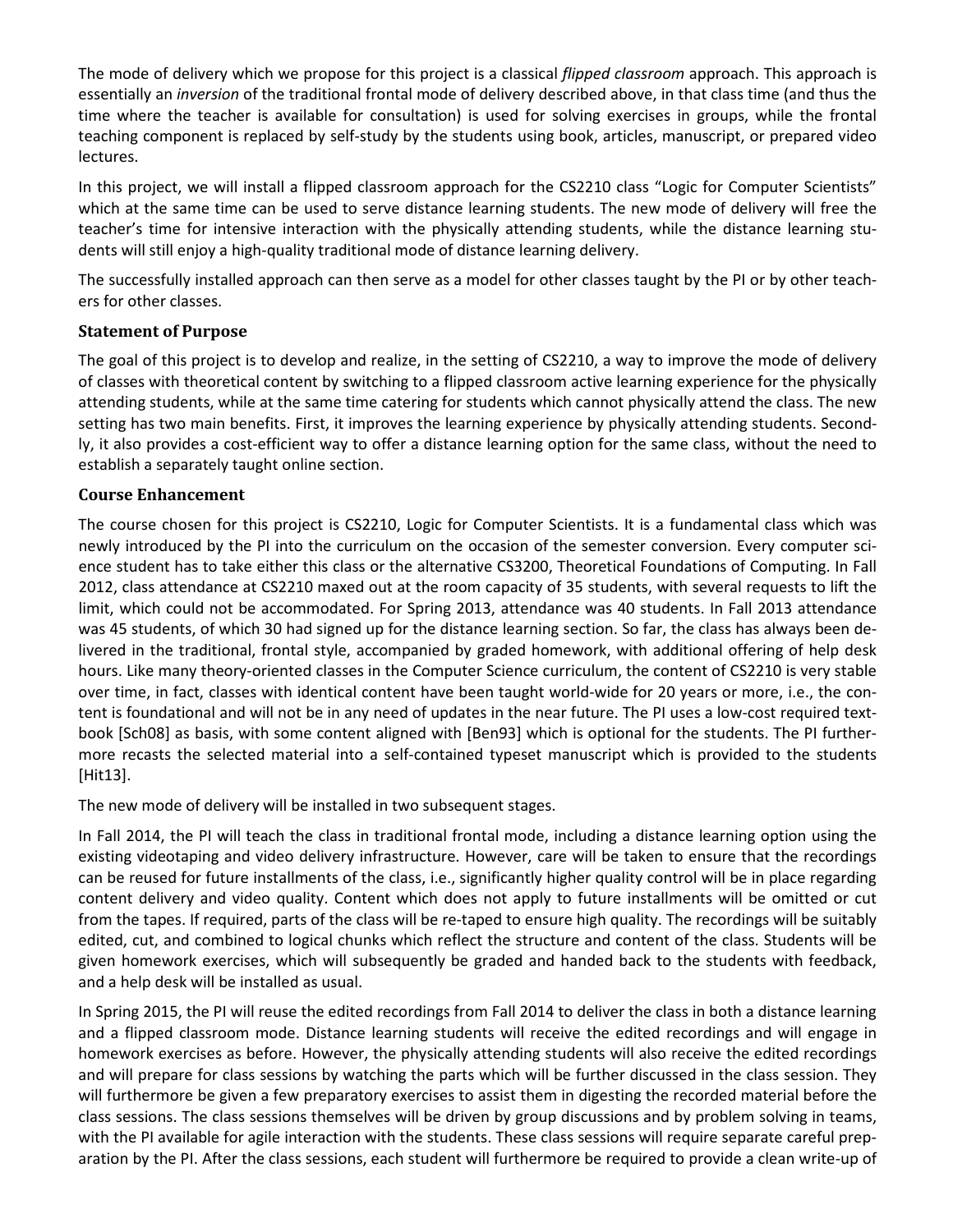The mode of delivery which we propose for this project is a classical *flipped classroom* approach. This approach is essentially an *inversion* of the traditional frontal mode of delivery described above, in that class time (and thus the time where the teacher is available for consultation) is used for solving exercises in groups, while the frontal teaching component is replaced by self-study by the students using book, articles, manuscript, or prepared video lectures.

In this project, we will install a flipped classroom approach for the CS2210 class "Logic for Computer Scientists" which at the same time can be used to serve distance learning students. The new mode of delivery will free the teacher's time for intensive interaction with the physically attending students, while the distance learning students will still enjoy a high-quality traditional mode of distance learning delivery.

The successfully installed approach can then serve as a model for other classes taught by the PI or by other teachers for other classes.

### Statement of Purpose

The goal of this project is to develop and realize, in the setting of CS2210, a way to improve the mode of delivery of classes with theoretical content by switching to a flipped classroom active learning experience for the physically attending students, while at the same time catering for students which cannot physically attend the class. The new setting has two main benefits. First, it improves the learning experience by physically attending students. Secondly, it also provides a cost-efficient way to offer a distance learning option for the same class, without the need to establish a separately taught online section.

### Course Enhancement

The course chosen for this project is CS2210, Logic for Computer Scientists. It is a fundamental class which was newly introduced by the PI into the curriculum on the occasion of the semester conversion. Every computer science student has to take either this class or the alternative CS3200, Theoretical Foundations of Computing. In Fall 2012, class attendance at CS2210 maxed out at the room capacity of 35 students, with several requests to lift the limit, which could not be accommodated. For Spring 2013, attendance was 40 students. In Fall 2013 attendance was 45 students, of which 30 had signed up for the distance learning section. So far, the class has always been delivered in the traditional, frontal style, accompanied by graded homework, with additional offering of help desk hours. Like many theory-oriented classes in the Computer Science curriculum, the content of CS2210 is very stable over time, in fact, classes with identical content have been taught world-wide for 20 years or more, i.e., the content is foundational and will not be in any need of updates in the near future. The PI uses a low-cost required textbook [Sch08] as basis, with some content aligned with [Ben93] which is optional for the students. The PI furthermore recasts the selected material into a self-contained typeset manuscript which is provided to the students [Hit13].

The new mode of delivery will be installed in two subsequent stages.

In Fall 2014, the PI will teach the class in traditional frontal mode, including a distance learning option using the existing videotaping and video delivery infrastructure. However, care will be taken to ensure that the recordings can be reused for future installments of the class, i.e., significantly higher quality control will be in place regarding content delivery and video quality. Content which does not apply to future installments will be omitted or cut from the tapes. If required, parts of the class will be re-taped to ensure high quality. The recordings will be suitably edited, cut, and combined to logical chunks which reflect the structure and content of the class. Students will be given homework exercises, which will subsequently be graded and handed back to the students with feedback, and a help desk will be installed as usual.

In Spring 2015, the PI will reuse the edited recordings from Fall 2014 to deliver the class in both a distance learning and a flipped classroom mode. Distance learning students will receive the edited recordings and will engage in homework exercises as before. However, the physically attending students will also receive the edited recordings and will prepare for class sessions by watching the parts which will be further discussed in the class session. They will furthermore be given a few preparatory exercises to assist them in digesting the recorded material before the class sessions. The class sessions themselves will be driven by group discussions and by problem solving in teams, with the PI available for agile interaction with the students. These class sessions will require separate careful preparation by the PI. After the class sessions, each student will furthermore be required to provide a clean write-up of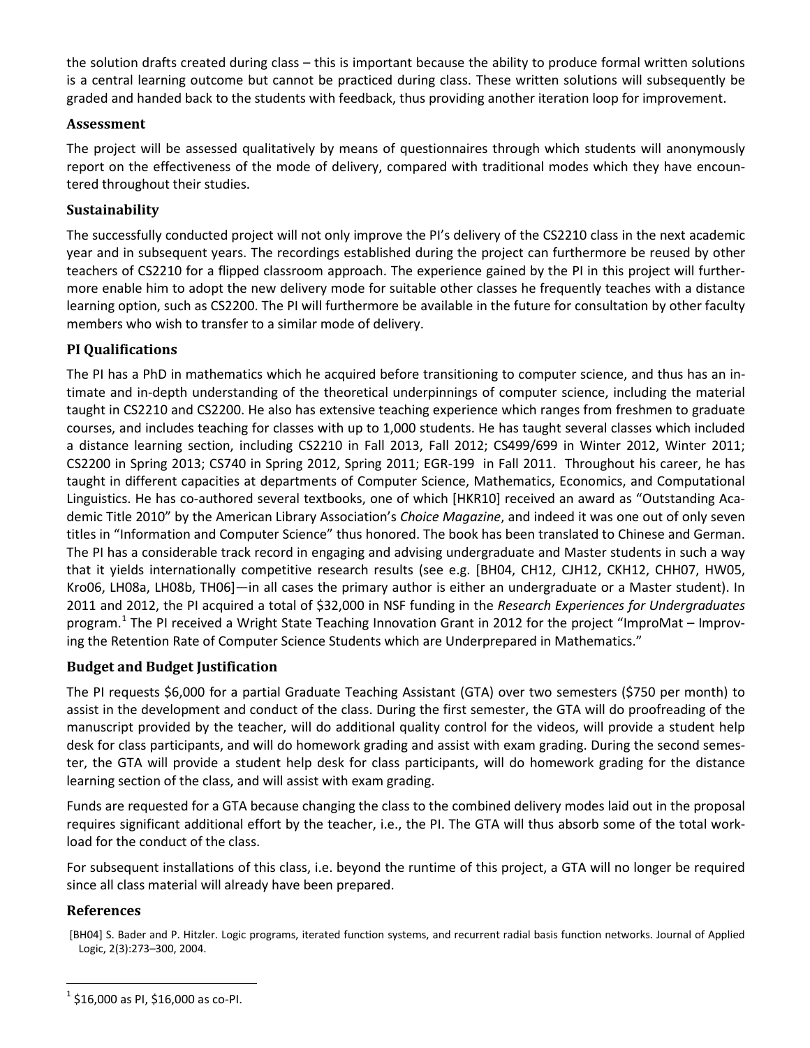the solution drafts created during class – this is important because the ability to produce formal written solutions is a central learning outcome but cannot be practiced during class. These written solutions will subsequently be graded and handed back to the students with feedback, thus providing another iteration loop for improvement.

### Assessment

The project will be assessed qualitatively by means of questionnaires through which students will anonymously report on the effectiveness of the mode of delivery, compared with traditional modes which they have encountered throughout their studies.

### Sustainability

The successfully conducted project will not only improve the PI's delivery of the CS2210 class in the next academic year and in subsequent years. The recordings established during the project can furthermore be reused by other teachers of CS2210 for a flipped classroom approach. The experience gained by the PI in this project will furthermore enable him to adopt the new delivery mode for suitable other classes he frequently teaches with a distance learning option, such as CS2200. The PI will furthermore be available in the future for consultation by other faculty members who wish to transfer to a similar mode of delivery.

### PI Qualifications

The PI has a PhD in mathematics which he acquired before transitioning to computer science, and thus has an intimate and in-depth understanding of the theoretical underpinnings of computer science, including the material taught in CS2210 and CS2200. He also has extensive teaching experience which ranges from freshmen to graduate courses, and includes teaching for classes with up to 1,000 students. He has taught several classes which included a distance learning section, including CS2210 in Fall 2013, Fall 2012; CS499/699 in Winter 2012, Winter 2011; CS2200 in Spring 2013; CS740 in Spring 2012, Spring 2011; EGR-199 in Fall 2011. Throughout his career, he has taught in different capacities at departments of Computer Science, Mathematics, Economics, and Computational Linguistics. He has co-authored several textbooks, one of which [HKR10] received an award as "Outstanding Academic Title 2010" by the American Library Association's *Choice Magazine*, and indeed it was one out of only seven titles in "Information and Computer Science" thus honored. The book has been translated to Chinese and German. The PI has a considerable track record in engaging and advising undergraduate and Master students in such a way that it yields internationally competitive research results (see e.g. [BH04, CH12, CJH12, CKH12, CHH07, HW05, Kro06, LH08a, LH08b, TH06]—in all cases the primary author is either an undergraduate or a Master student). In 2011 and 2012, the PI acquired a total of $32,000 in NSF funding in the *Research Experiences for Undergraduates* program.[1] The PI received a Wright State Teaching Innovation Grant in 2012 for the project "ImproMat – Improving the Retention Rate of Computer Science Students which are Underprepared in Mathematics."

### Budget and Budget Justification

The PI requests $6,000 for a partial Graduate Teaching Assistant (GTA) over two semesters ($750 per month) to assist in the development and conduct of the class. During the first semester, the GTA will do proofreading of the manuscript provided by the teacher, will do additional quality control for the videos, will provide a student help desk for class participants, and will do homework grading and assist with exam grading. During the second semester, the GTA will provide a student help desk for class participants, will do homework grading for the distance learning section of the class, and will assist with exam grading.

Funds are requested for a GTA because changing the class to the combined delivery modes laid out in the proposal requires significant additional effort by the teacher, i.e., the PI. The GTA will thus absorb some of the total workload for the conduct of the class.

For subsequent installations of this class, i.e. beyond the runtime of this project, a GTA will no longer be required since all class material will already have been prepared.

### References

[BH04] S. Bader and P. Hitzler. Logic programs, iterated function systems, and recurrent radial basis function networks. Journal of Applied Logic, 2(3):273–300, 2004.

---

[1] $16,000 as PI, $16,000 as co-PI.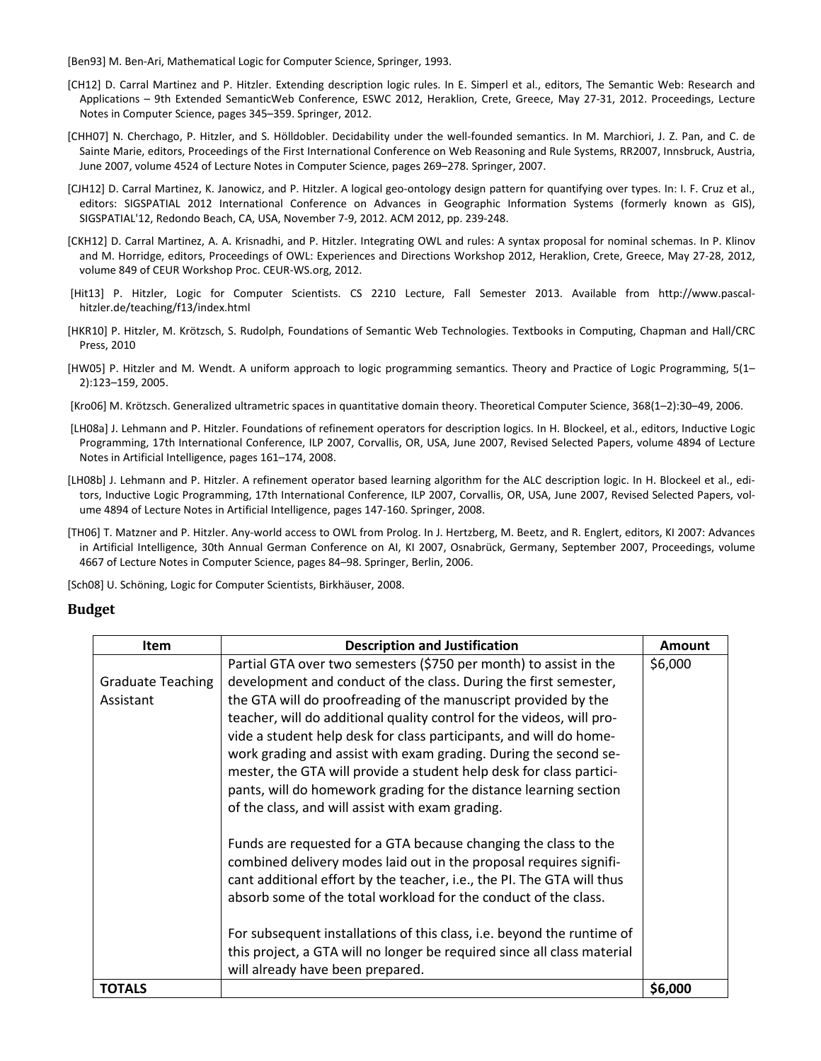[Ben93] M. Ben-Ari, Mathematical Logic for Computer Science, Springer, 1993.

[CH12] D. Carral Martinez and P. Hitzler. Extending description logic rules. In E. Simperl et al., editors, The Semantic Web: Research and Applications – 9th Extended SemanticWeb Conference, ESWC 2012, Heraklion, Crete, Greece, May 27-31, 2012. Proceedings, Lecture Notes in Computer Science, pages 345–359. Springer, 2012.

[CHH07] N. Cherchago, P. Hitzler, and S. Hölldobler. Decidability under the well-founded semantics. In M. Marchiori, J. Z. Pan, and C. de Sainte Marie, editors, Proceedings of the First International Conference on Web Reasoning and Rule Systems, RR2007, Innsbruck, Austria, June 2007, volume 4524 of Lecture Notes in Computer Science, pages 269–278. Springer, 2007.

[CJH12] D. Carral Martinez, K. Janowicz, and P. Hitzler. A logical geo-ontology design pattern for quantifying over types. In: I. F. Cruz et al., editors: SIGSPATIAL 2012 International Conference on Advances in Geographic Information Systems (formerly known as GIS), SIGSPATIAL'12, Redondo Beach, CA, USA, November 7-9, 2012. ACM 2012, pp. 239-248.

[CKH12] D. Carral Martinez, A. A. Krisnadhi, and P. Hitzler. Integrating OWL and rules: A syntax proposal for nominal schemas. In P. Klinov and M. Horridge, editors, Proceedings of OWL: Experiences and Directions Workshop 2012, Heraklion, Crete, Greece, May 27-28, 2012, volume 849 of CEUR Workshop Proc. CEUR-WS.org, 2012.

[Hit13] P. Hitzler, Logic for Computer Scientists. CS 2210 Lecture, Fall Semester 2013. Available from http://www.pascal-hitzler.de/teaching/f13/index.html

[HKR10] P. Hitzler, M. Krötzsch, S. Rudolph, Foundations of Semantic Web Technologies. Textbooks in Computing, Chapman and Hall/CRC Press, 2010

[HW05] P. Hitzler and M. Wendt. A uniform approach to logic programming semantics. Theory and Practice of Logic Programming, 5(1–2):123–159, 2005.

[Kro06] M. Krötzsch. Generalized ultrametric spaces in quantitative domain theory. Theoretical Computer Science, 368(1–2):30–49, 2006.

[LH08a] J. Lehmann and P. Hitzler. Foundations of refinement operators for description logics. In H. Blockeel, et al., editors, Inductive Logic Programming, 17th International Conference, ILP 2007, Corvallis, OR, USA, June 2007, Revised Selected Papers, volume 4894 of Lecture Notes in Artificial Intelligence, pages 161–174, 2008.

[LH08b] J. Lehmann and P. Hitzler. A refinement operator based learning algorithm for the ALC description logic. In H. Blockeel et al., editors, Inductive Logic Programming, 17th International Conference, ILP 2007, Corvallis, OR, USA, June 2007, Revised Selected Papers, volume 4894 of Lecture Notes in Artificial Intelligence, pages 147-160. Springer, 2008.

[TH06] T. Matzner and P. Hitzler. Any-world access to OWL from Prolog. In J. Hertzberg, M. Beetz, and R. Englert, editors, KI 2007: Advances in Artificial Intelligence, 30th Annual German Conference on AI, KI 2007, Osnabrück, Germany, September 2007, Proceedings, volume 4667 of Lecture Notes in Computer Science, pages 84–98. Springer, Berlin, 2006.

[Sch08] U. Schöning, Logic for Computer Scientists, Birkhäuser, 2008.

## Budget

| Item | Description and Justification | Amount |
|---|---|---|
| Graduate Teaching Assistant | Partial GTA over two semesters ($750 per month) to assist in the development and conduct of the class. During the first semester, the GTA will do proofreading of the manuscript provided by the teacher, will do additional quality control for the videos, will provide a student help desk for class participants, and will do homework grading and assist with exam grading. During the second semester, the GTA will provide a student help desk for class participants, will do homework grading for the distance learning section of the class, and will assist with exam grading.<br><br>Funds are requested for a GTA because changing the class to the combined delivery modes laid out in the proposal requires significant additional effort by the teacher, i.e., the PI. The GTA will thus absorb some of the total workload for the conduct of the class.<br><br>For subsequent installations of this class, i.e. beyond the runtime of this project, a GTA will no longer be required since all class material will already have been prepared. | $6,000 |
| **TOTALS** | | **$6,000** |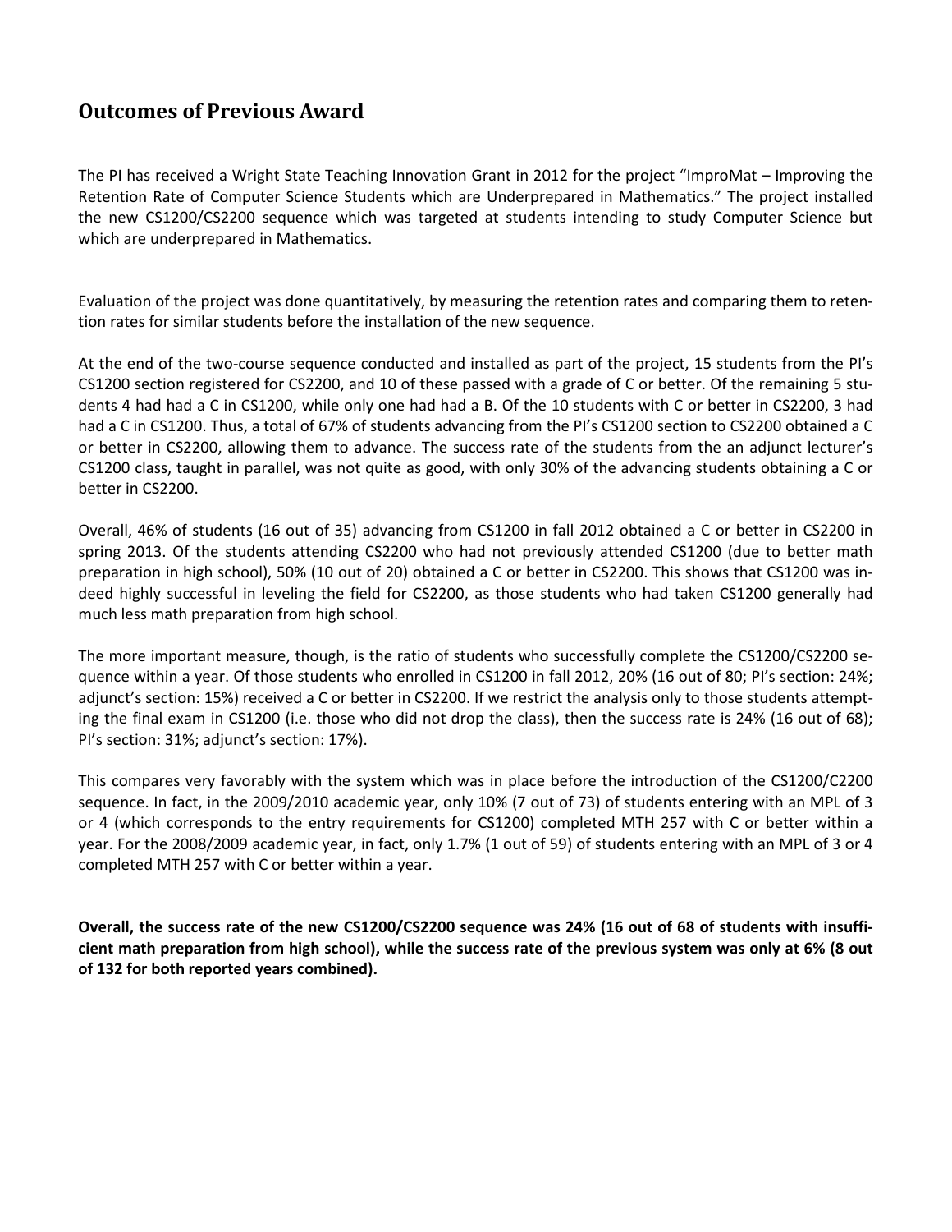## Outcomes of Previous Award

The PI has received a Wright State Teaching Innovation Grant in 2012 for the project "ImproMat – Improving the Retention Rate of Computer Science Students which are Underprepared in Mathematics." The project installed the new CS1200/CS2200 sequence which was targeted at students intending to study Computer Science but which are underprepared in Mathematics.

Evaluation of the project was done quantitatively, by measuring the retention rates and comparing them to retention rates for similar students before the installation of the new sequence.

At the end of the two-course sequence conducted and installed as part of the project, 15 students from the PI's CS1200 section registered for CS2200, and 10 of these passed with a grade of C or better. Of the remaining 5 students 4 had had a C in CS1200, while only one had had a B. Of the 10 students with C or better in CS2200, 3 had had a C in CS1200. Thus, a total of 67% of students advancing from the PI's CS1200 section to CS2200 obtained a C or better in CS2200, allowing them to advance. The success rate of the students from the an adjunct lecturer's CS1200 class, taught in parallel, was not quite as good, with only 30% of the advancing students obtaining a C or better in CS2200.

Overall, 46% of students (16 out of 35) advancing from CS1200 in fall 2012 obtained a C or better in CS2200 in spring 2013. Of the students attending CS2200 who had not previously attended CS1200 (due to better math preparation in high school), 50% (10 out of 20) obtained a C or better in CS2200. This shows that CS1200 was indeed highly successful in leveling the field for CS2200, as those students who had taken CS1200 generally had much less math preparation from high school.

The more important measure, though, is the ratio of students who successfully complete the CS1200/CS2200 sequence within a year. Of those students who enrolled in CS1200 in fall 2012, 20% (16 out of 80; PI's section: 24%; adjunct's section: 15%) received a C or better in CS2200. If we restrict the analysis only to those students attempting the final exam in CS1200 (i.e. those who did not drop the class), then the success rate is 24% (16 out of 68); PI's section: 31%; adjunct's section: 17%).

This compares very favorably with the system which was in place before the introduction of the CS1200/C2200 sequence. In fact, in the 2009/2010 academic year, only 10% (7 out of 73) of students entering with an MPL of 3 or 4 (which corresponds to the entry requirements for CS1200) completed MTH 257 with C or better within a year. For the 2008/2009 academic year, in fact, only 1.7% (1 out of 59) of students entering with an MPL of 3 or 4 completed MTH 257 with C or better within a year.

**Overall, the success rate of the new CS1200/CS2200 sequence was 24% (16 out of 68 of students with insufficient math preparation from high school), while the success rate of the previous system was only at 6% (8 out of 132 for both reported years combined).**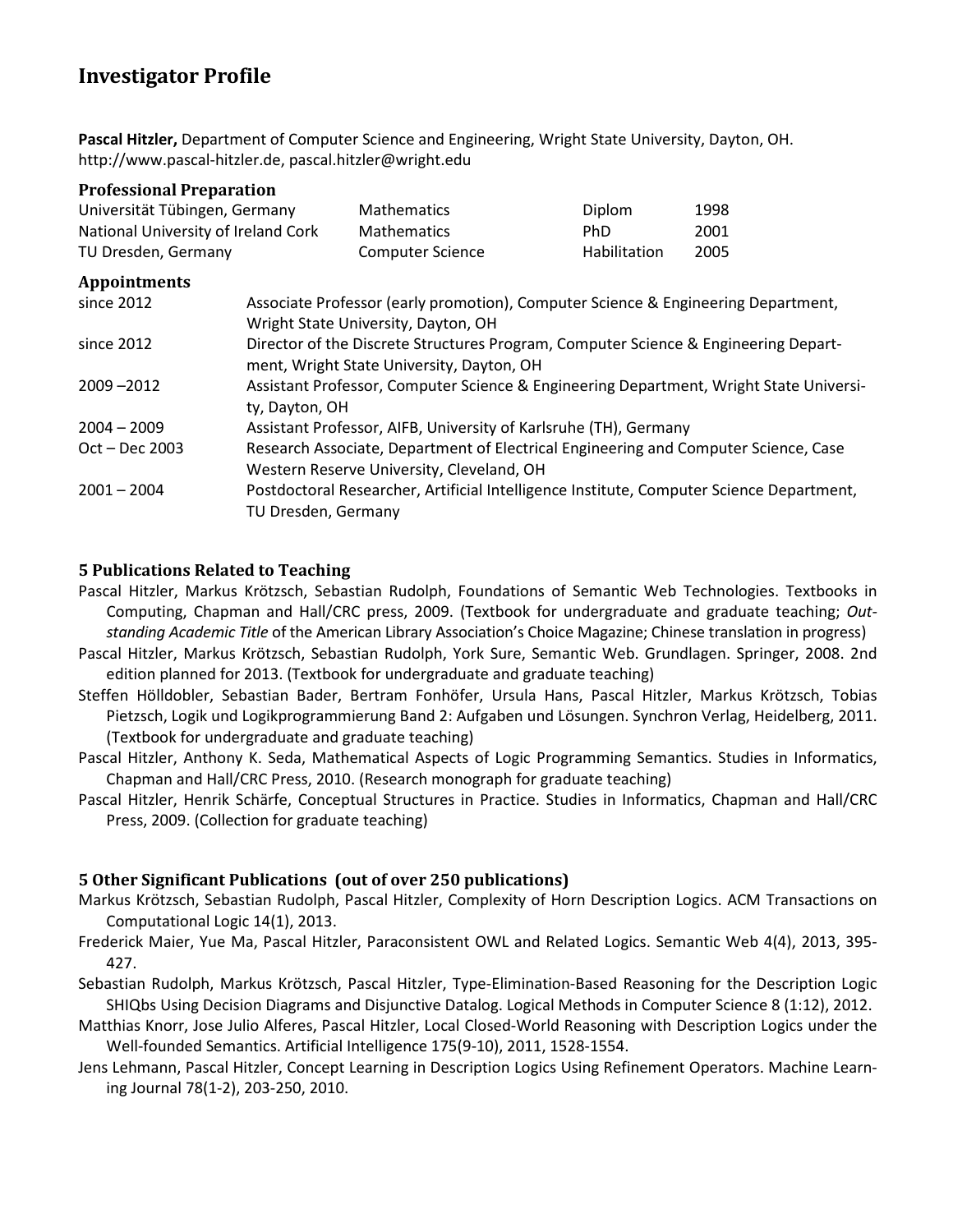# Investigator Profile

**Pascal Hitzler,** Department of Computer Science and Engineering, Wright State University, Dayton, OH.
http://www.pascal-hitzler.de, pascal.hitzler@wright.edu

### Professional Preparation

| | | | |
|---|---|---|---|
| Universität Tübingen, Germany | Mathematics | Diplom | 1998 |
| National University of Ireland Cork | Mathematics | PhD | 2001 |
| TU Dresden, Germany | Computer Science | Habilitation | 2005 |

### Appointments

| | |
|---|---|
| since 2012 | Associate Professor (early promotion), Computer Science & Engineering Department, Wright State University, Dayton, OH |
| since 2012 | Director of the Discrete Structures Program, Computer Science & Engineering Department, Wright State University, Dayton, OH |
| 2009 –2012 | Assistant Professor, Computer Science & Engineering Department, Wright State University, Dayton, OH |
| 2004 – 2009 | Assistant Professor, AIFB, University of Karlsruhe (TH), Germany |
| Oct – Dec 2003 | Research Associate, Department of Electrical Engineering and Computer Science, Case Western Reserve University, Cleveland, OH |
| 2001 – 2004 | Postdoctoral Researcher, Artificial Intelligence Institute, Computer Science Department, TU Dresden, Germany |

### 5 Publications Related to Teaching

Pascal Hitzler, Markus Krötzsch, Sebastian Rudolph, Foundations of Semantic Web Technologies. Textbooks in Computing, Chapman and Hall/CRC press, 2009. (Textbook for undergraduate and graduate teaching; *Outstanding Academic Title* of the American Library Association's Choice Magazine; Chinese translation in progress)

Pascal Hitzler, Markus Krötzsch, Sebastian Rudolph, York Sure, Semantic Web. Grundlagen. Springer, 2008. 2nd edition planned for 2013. (Textbook for undergraduate and graduate teaching)

Steffen Hölldobler, Sebastian Bader, Bertram Fonhöfer, Ursula Hans, Pascal Hitzler, Markus Krötzsch, Tobias Pietzsch, Logik und Logikprogrammierung Band 2: Aufgaben und Lösungen. Synchron Verlag, Heidelberg, 2011. (Textbook for undergraduate and graduate teaching)

Pascal Hitzler, Anthony K. Seda, Mathematical Aspects of Logic Programming Semantics. Studies in Informatics, Chapman and Hall/CRC Press, 2010. (Research monograph for graduate teaching)

Pascal Hitzler, Henrik Schärfe, Conceptual Structures in Practice. Studies in Informatics, Chapman and Hall/CRC Press, 2009. (Collection for graduate teaching)

### 5 Other Significant Publications (out of over 250 publications)

Markus Krötzsch, Sebastian Rudolph, Pascal Hitzler, Complexity of Horn Description Logics. ACM Transactions on Computational Logic 14(1), 2013.

Frederick Maier, Yue Ma, Pascal Hitzler, Paraconsistent OWL and Related Logics. Semantic Web 4(4), 2013, 395-427.

Sebastian Rudolph, Markus Krötzsch, Pascal Hitzler, Type-Elimination-Based Reasoning for the Description Logic SHIQbs Using Decision Diagrams and Disjunctive Datalog. Logical Methods in Computer Science 8 (1:12), 2012.

Matthias Knorr, Jose Julio Alferes, Pascal Hitzler, Local Closed-World Reasoning with Description Logics under the Well-founded Semantics. Artificial Intelligence 175(9-10), 2011, 1528-1554.

Jens Lehmann, Pascal Hitzler, Concept Learning in Description Logics Using Refinement Operators. Machine Learning Journal 78(1-2), 203-250, 2010.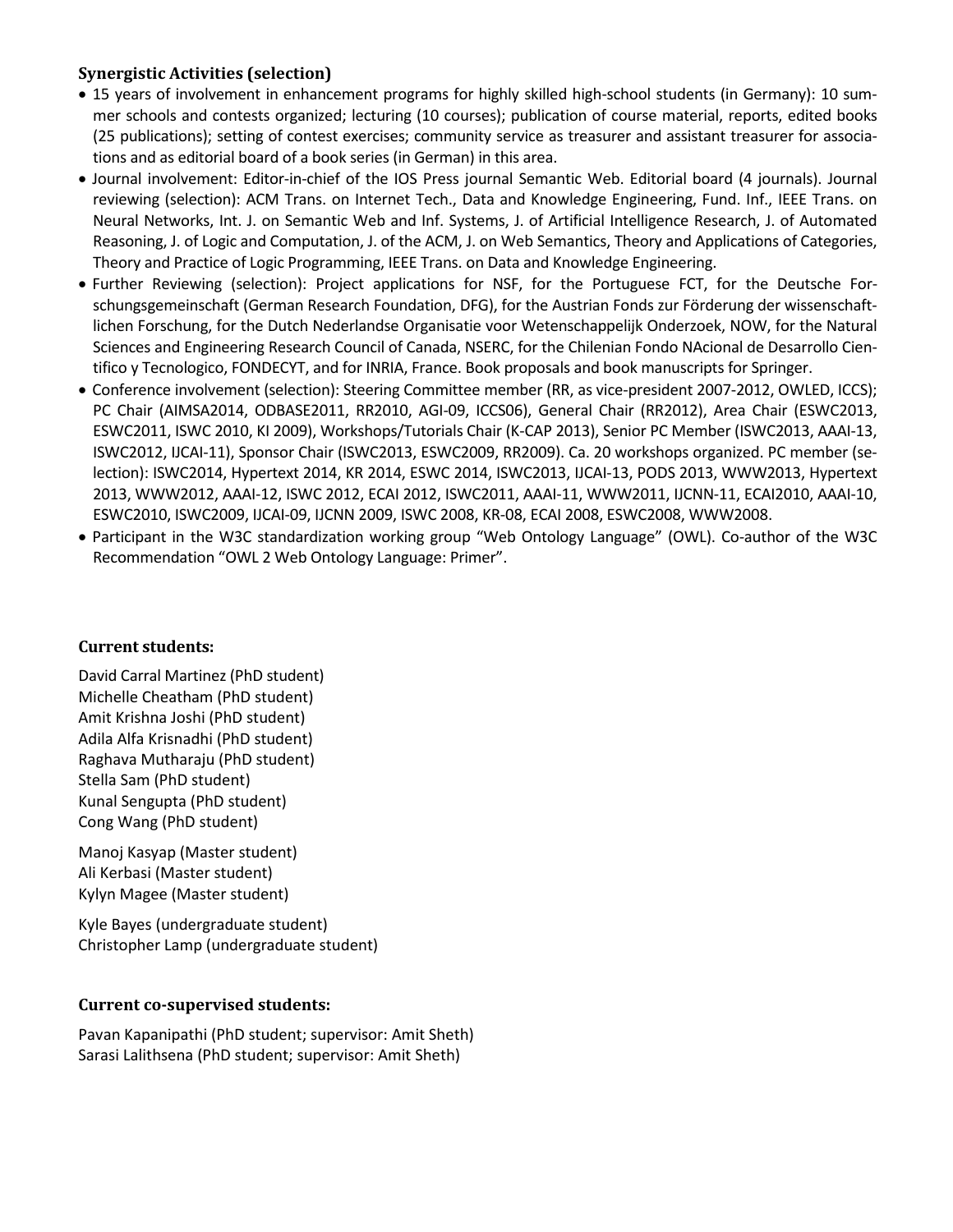### Synergistic Activities (selection)

- 15 years of involvement in enhancement programs for highly skilled high-school students (in Germany): 10 summer schools and contests organized; lecturing (10 courses); publication of course material, reports, edited books (25 publications); setting of contest exercises; community service as treasurer and assistant treasurer for associations and as editorial board of a book series (in German) in this area.
- Journal involvement: Editor-in-chief of the IOS Press journal Semantic Web. Editorial board (4 journals). Journal reviewing (selection): ACM Trans. on Internet Tech., Data and Knowledge Engineering, Fund. Inf., IEEE Trans. on Neural Networks, Int. J. on Semantic Web and Inf. Systems, J. of Artificial Intelligence Research, J. of Automated Reasoning, J. of Logic and Computation, J. of the ACM, J. on Web Semantics, Theory and Applications of Categories, Theory and Practice of Logic Programming, IEEE Trans. on Data and Knowledge Engineering.
- Further Reviewing (selection): Project applications for NSF, for the Portuguese FCT, for the Deutsche Forschungsgemeinschaft (German Research Foundation, DFG), for the Austrian Fonds zur Förderung der wissenschaftlichen Forschung, for the Dutch Nederlandse Organisatie voor Wetenschappelijk Onderzoek, NOW, for the Natural Sciences and Engineering Research Council of Canada, NSERC, for the Chilenian Fondo NAcional de Desarrollo Cientifico y Tecnologico, FONDECYT, and for INRIA, France. Book proposals and book manuscripts for Springer.
- Conference involvement (selection): Steering Committee member (RR, as vice-president 2007-2012, OWLED, ICCS); PC Chair (AIMSA2014, ODBASE2011, RR2010, AGI-09, ICCS06), General Chair (RR2012), Area Chair (ESWC2013, ESWC2011, ISWC 2010, KI 2009), Workshops/Tutorials Chair (K-CAP 2013), Senior PC Member (ISWC2013, AAAI-13, ISWC2012, IJCAI-11), Sponsor Chair (ISWC2013, ESWC2009, RR2009). Ca. 20 workshops organized. PC member (selection): ISWC2014, Hypertext 2014, KR 2014, ESWC 2014, ISWC2013, IJCAI-13, PODS 2013, WWW2013, Hypertext 2013, WWW2012, AAAI-12, ISWC 2012, ECAI 2012, ISWC2011, AAAI-11, WWW2011, IJCNN-11, ECAI2010, AAAI-10, ESWC2010, ISWC2009, IJCAI-09, IJCNN 2009, ISWC 2008, KR-08, ECAI 2008, ESWC2008, WWW2008.
- Participant in the W3C standardization working group "Web Ontology Language" (OWL). Co-author of the W3C Recommendation "OWL 2 Web Ontology Language: Primer".

### Current students:

David Carral Martinez (PhD student)
Michelle Cheatham (PhD student)
Amit Krishna Joshi (PhD student)
Adila Alfa Krisnadhi (PhD student)
Raghava Mutharaju (PhD student)
Stella Sam (PhD student)
Kunal Sengupta (PhD student)
Cong Wang (PhD student)

Manoj Kasyap (Master student)
Ali Kerbasi (Master student)
Kylyn Magee (Master student)

Kyle Bayes (undergraduate student)
Christopher Lamp (undergraduate student)

### Current co-supervised students:

Pavan Kapanipathi (PhD student; supervisor: Amit Sheth)
Sarasi Lalithsena (PhD student; supervisor: Amit Sheth)